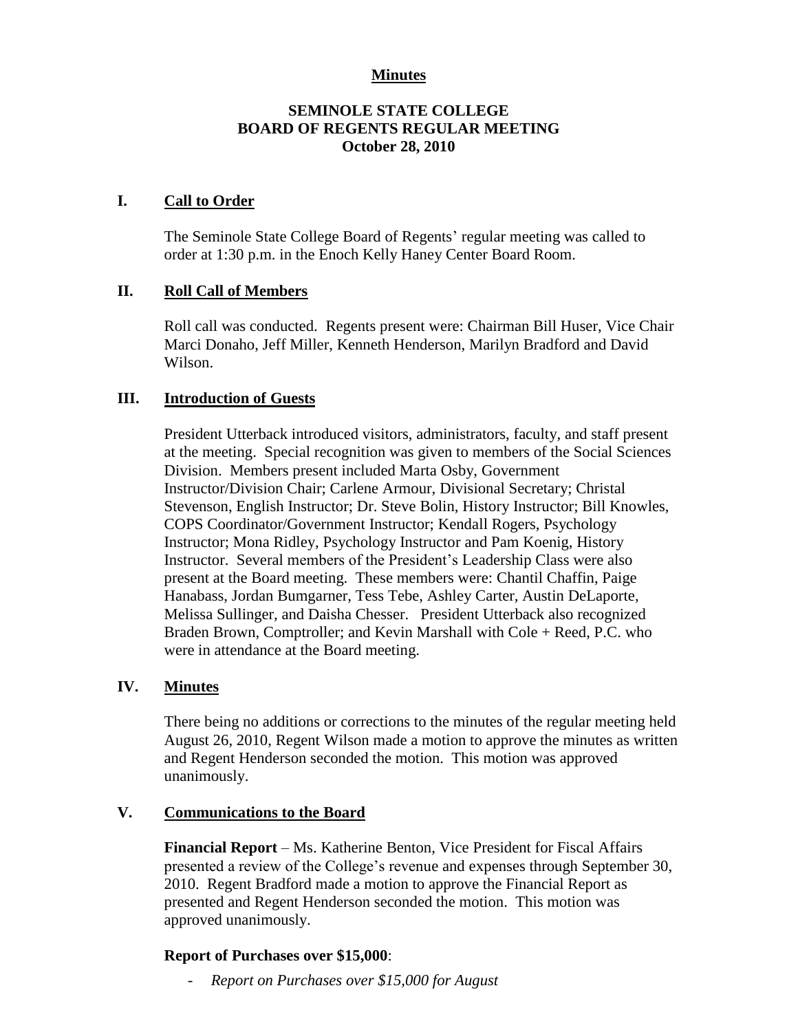**Minutes**

# SEMINOLE STATE COLLEGE
# BOARD OF REGENTS REGULAR MEETING
# October 28, 2010

## I. Call to Order

The Seminole State College Board of Regents' regular meeting was called to order at 1:30 p.m. in the Enoch Kelly Haney Center Board Room.

## II. Roll Call of Members

Roll call was conducted. Regents present were: Chairman Bill Huser, Vice Chair Marci Donaho, Jeff Miller, Kenneth Henderson, Marilyn Bradford and David Wilson.

## III. Introduction of Guests

President Utterback introduced visitors, administrators, faculty, and staff present at the meeting. Special recognition was given to members of the Social Sciences Division. Members present included Marta Osby, Government Instructor/Division Chair; Carlene Armour, Divisional Secretary; Christal Stevenson, English Instructor; Dr. Steve Bolin, History Instructor; Bill Knowles, COPS Coordinator/Government Instructor; Kendall Rogers, Psychology Instructor; Mona Ridley, Psychology Instructor and Pam Koenig, History Instructor. Several members of the President's Leadership Class were also present at the Board meeting. These members were: Chantil Chaffin, Paige Hanabass, Jordan Bumgarner, Tess Tebe, Ashley Carter, Austin DeLaporte, Melissa Sullinger, and Daisha Chesser. President Utterback also recognized Braden Brown, Comptroller; and Kevin Marshall with Cole + Reed, P.C. who were in attendance at the Board meeting.

## IV. Minutes

There being no additions or corrections to the minutes of the regular meeting held August 26, 2010, Regent Wilson made a motion to approve the minutes as written and Regent Henderson seconded the motion. This motion was approved unanimously.

## V. Communications to the Board

**Financial Report** – Ms. Katherine Benton, Vice President for Fiscal Affairs presented a review of the College's revenue and expenses through September 30, 2010. Regent Bradford made a motion to approve the Financial Report as presented and Regent Henderson seconded the motion. This motion was approved unanimously.

**Report of Purchases over $15,000**:

- *Report on Purchases over $15,000 for August*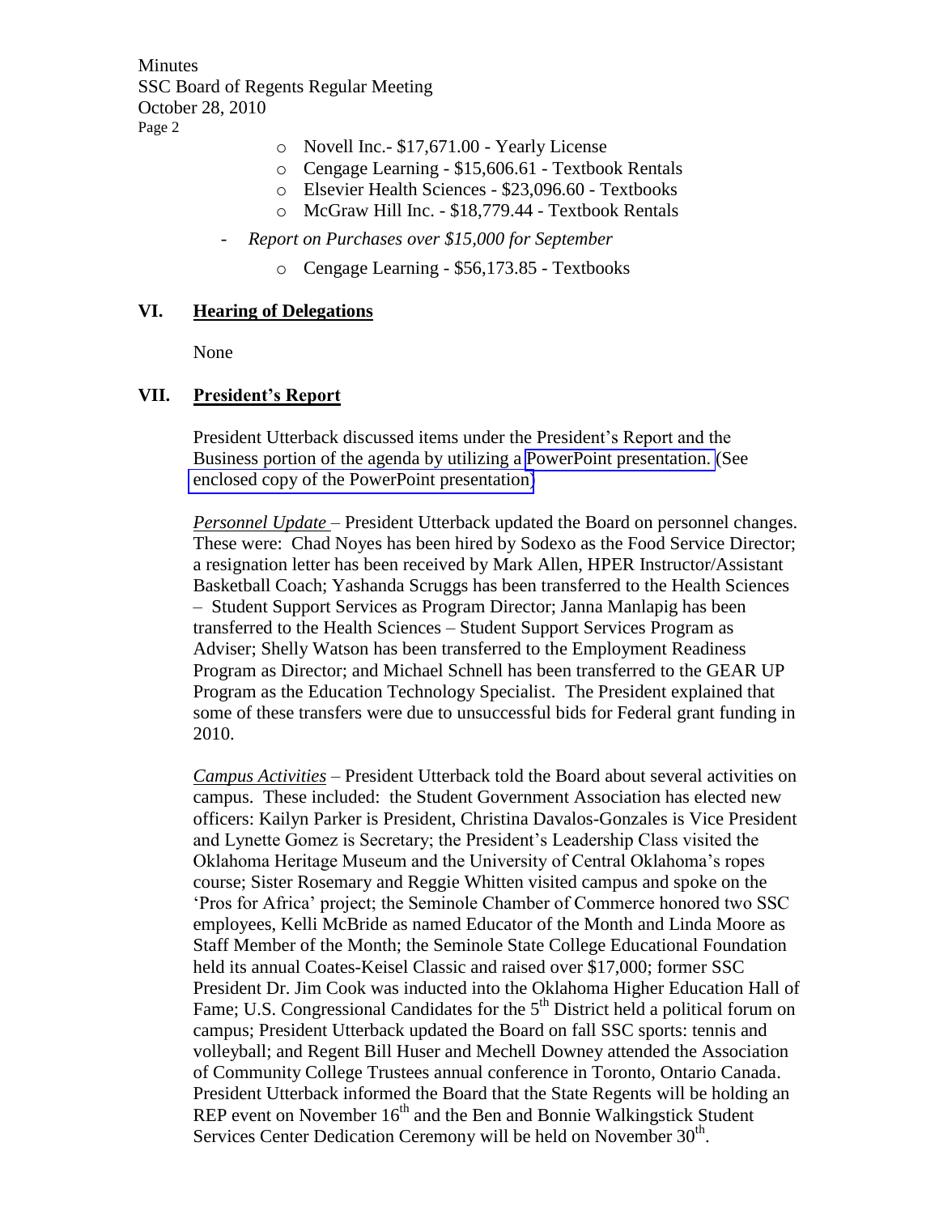- Novell Inc.- $17,671.00 - Yearly License
- Cengage Learning - $15,606.61 - Textbook Rentals
- Elsevier Health Sciences - $23,096.60 - Textbooks
- McGraw Hill Inc. - $18,779.44 - Textbook Rentals

- *Report on Purchases over $15,000 for September*
  - Cengage Learning - $56,173.85 - Textbooks

## VI. Hearing of Delegations

None

## VII. President's Report

President Utterback discussed items under the President's Report and the Business portion of the agenda by utilizing a PowerPoint presentation. (See enclosed copy of the PowerPoint presentation)

*Personnel Update* – President Utterback updated the Board on personnel changes. These were: Chad Noyes has been hired by Sodexo as the Food Service Director; a resignation letter has been received by Mark Allen, HPER Instructor/Assistant Basketball Coach; Yashanda Scruggs has been transferred to the Health Sciences – Student Support Services as Program Director; Janna Manlapig has been transferred to the Health Sciences – Student Support Services Program as Adviser; Shelly Watson has been transferred to the Employment Readiness Program as Director; and Michael Schnell has been transferred to the GEAR UP Program as the Education Technology Specialist. The President explained that some of these transfers were due to unsuccessful bids for Federal grant funding in 2010.

*Campus Activities* – President Utterback told the Board about several activities on campus. These included: the Student Government Association has elected new officers: Kailyn Parker is President, Christina Davalos-Gonzales is Vice President and Lynette Gomez is Secretary; the President's Leadership Class visited the Oklahoma Heritage Museum and the University of Central Oklahoma's ropes course; Sister Rosemary and Reggie Whitten visited campus and spoke on the 'Pros for Africa' project; the Seminole Chamber of Commerce honored two SSC employees, Kelli McBride as named Educator of the Month and Linda Moore as Staff Member of the Month; the Seminole State College Educational Foundation held its annual Coates-Keisel Classic and raised over $17,000; former SSC President Dr. Jim Cook was inducted into the Oklahoma Higher Education Hall of Fame; U.S. Congressional Candidates for the 5th District held a political forum on campus; President Utterback updated the Board on fall SSC sports: tennis and volleyball; and Regent Bill Huser and Mechell Downey attended the Association of Community College Trustees annual conference in Toronto, Ontario Canada. President Utterback informed the Board that the State Regents will be holding an REP event on November 16th and the Ben and Bonnie Walkingstick Student Services Center Dedication Ceremony will be held on November 30th.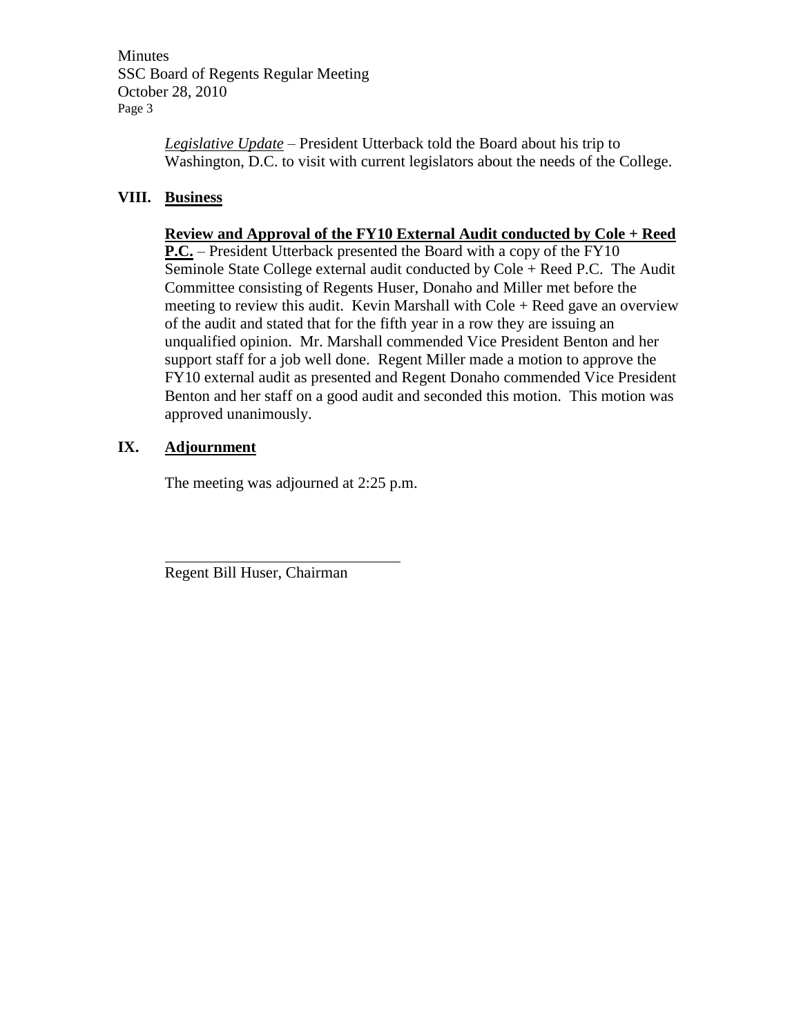*Legislative Update* – President Utterback told the Board about his trip to Washington, D.C. to visit with current legislators about the needs of the College.

## VIII. Business

**Review and Approval of the FY10 External Audit conducted by Cole + Reed P.C.** – President Utterback presented the Board with a copy of the FY10 Seminole State College external audit conducted by Cole + Reed P.C. The Audit Committee consisting of Regents Huser, Donaho and Miller met before the meeting to review this audit. Kevin Marshall with Cole + Reed gave an overview of the audit and stated that for the fifth year in a row they are issuing an unqualified opinion. Mr. Marshall commended Vice President Benton and her support staff for a job well done. Regent Miller made a motion to approve the FY10 external audit as presented and Regent Donaho commended Vice President Benton and her staff on a good audit and seconded this motion. This motion was approved unanimously.

## IX. Adjournment

The meeting was adjourned at 2:25 p.m.

\_\_\_\_\_\_\_\_\_\_\_\_\_\_\_\_\_\_\_\_\_\_\_\_\_\_\_\_\_\_\_\_

Regent Bill Huser, Chairman